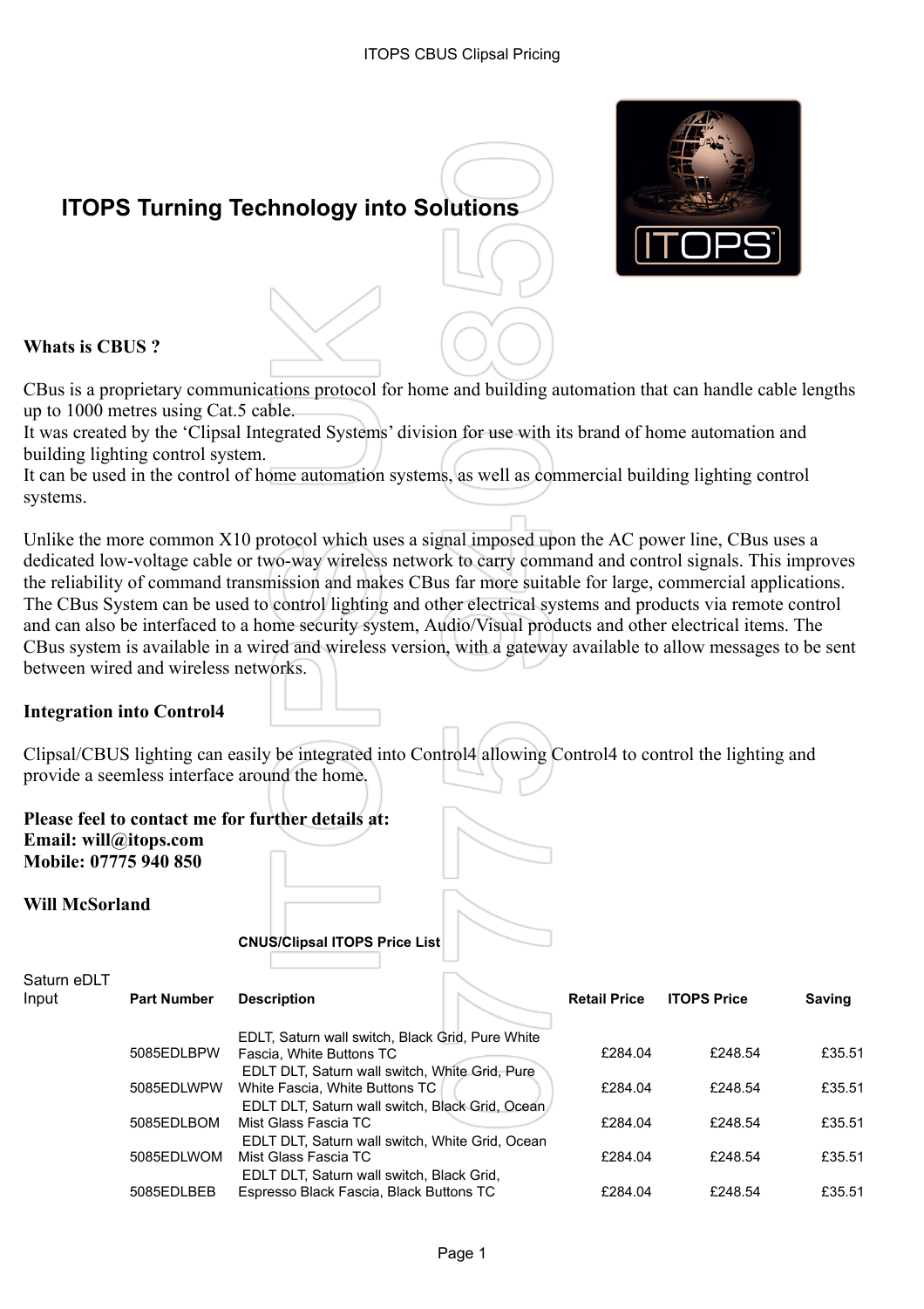# ITOPS Turning Technology into Solutions

**Whats is CBUS ?**

CBus is a proprietary communications protocol for home and building automation that can handle cable lengths up to 1000 metres using Cat.5 cable.
It was created by the 'Clipsal Integrated Systems' division for use with its brand of home automation and building lighting control system.
It can be used in the control of home automation systems, as well as commercial building lighting control systems.

Unlike the more common X10 protocol which uses a signal imposed upon the AC power line, CBus uses a dedicated low-voltage cable or two-way wireless network to carry command and control signals. This improves the reliability of command transmission and makes CBus far more suitable for large, commercial applications. The CBus System can be used to control lighting and other electrical systems and products via remote control and can also be interfaced to a home security system, Audio/Visual products and other electrical items. The CBus system is available in a wired and wireless version, with a gateway available to allow messages to be sent between wired and wireless networks.

**Integration into Control4**

Clipsal/CBUS lighting can easily be integrated into Control4 allowing Control4 to control the lighting and provide a seemless interface around the home.

**Please feel to contact me for further details at:**
**Email: will@itops.com**
**Mobile: 07775 940 850**

**Will McSorland**

**CNUS/Clipsal ITOPS Price List**

| Saturn eDLT Input | Part Number | Description | Retail Price | ITOPS Price | Saving |
|---|---|---|---|---|---|
| | 5085EDLBPW | EDLT, Saturn wall switch, Black Grid, Pure White Fascia, White Buttons TC | £284.04 | £248.54 | £35.51 |
| | 5085EDLWPW | EDLT DLT, Saturn wall switch, White Grid, Pure White Fascia, White Buttons TC | £284.04 | £248.54 | £35.51 |
| | 5085EDLBOM | EDLT DLT, Saturn wall switch, Black Grid, Ocean Mist Glass Fascia TC | £284.04 | £248.54 | £35.51 |
| | 5085EDLWOM | EDLT DLT, Saturn wall switch, White Grid, Ocean Mist Glass Fascia TC | £284.04 | £248.54 | £35.51 |
| | 5085EDLBEB | EDLT DLT, Saturn wall switch, Black Grid, Espresso Black Fascia, Black Buttons TC | £284.04 | £248.54 | £35.51 |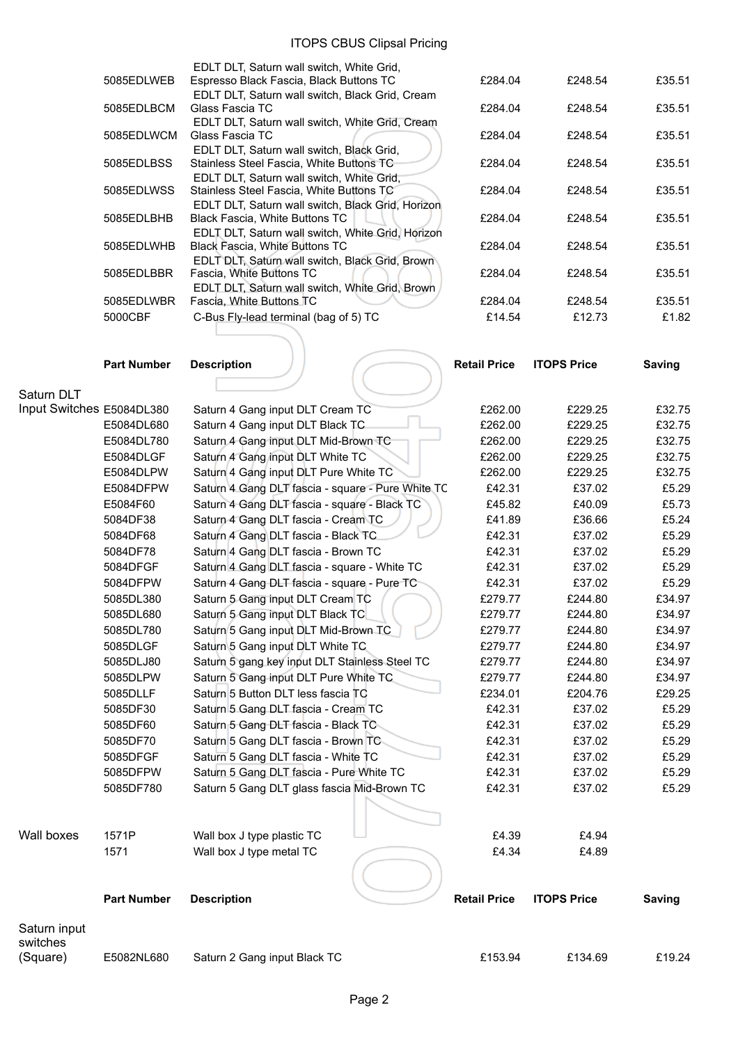| | Part Number | Description | Retail Price | ITOPS Price | Saving |
|---|---|---|---|---|---|
| | 5085EDLWEB | EDLT DLT, Saturn wall switch, White Grid, Espresso Black Fascia, Black Buttons TC | £284.04 | £248.54 | £35.51 |
| | 5085EDLBCM | EDLT DLT, Saturn wall switch, Black Grid, Cream Glass Fascia TC | £284.04 | £248.54 | £35.51 |
| | 5085EDLWCM | EDLT DLT, Saturn wall switch, White Grid, Cream Glass Fascia TC | £284.04 | £248.54 | £35.51 |
| | 5085EDLBSS | EDLT DLT, Saturn wall switch, Black Grid, Stainless Steel Fascia, White Buttons TC | £284.04 | £248.54 | £35.51 |
| | 5085EDLWSS | EDLT DLT, Saturn wall switch, White Grid, Stainless Steel Fascia, White Buttons TC | £284.04 | £248.54 | £35.51 |
| | 5085EDLBHB | EDLT DLT, Saturn wall switch, Black Grid, Horizon Black Fascia, White Buttons TC | £284.04 | £248.54 | £35.51 |
| | 5085EDLWHB | EDLT DLT, Saturn wall switch, White Grid, Horizon Black Fascia, White Buttons TC | £284.04 | £248.54 | £35.51 |
| | 5085EDLBBR | EDLT DLT, Saturn wall switch, Black Grid, Brown Fascia, White Buttons TC | £284.04 | £248.54 | £35.51 |
| | 5085EDLWBR | EDLT DLT, Saturn wall switch, White Grid, Brown Fascia, White Buttons TC | £284.04 | £248.54 | £35.51 |
| | 5000CBF | C-Bus Fly-lead terminal (bag of 5) TC | £14.54 | £12.73 | £1.82 |

| | Part Number | Description | Retail Price | ITOPS Price | Saving |
|---|---|---|---|---|---|
| Saturn DLT Input Switches | E5084DL380 | Saturn 4 Gang input DLT Cream TC | £262.00 | £229.25 | £32.75 |
| | E5084DL680 | Saturn 4 Gang input DLT Black TC | £262.00 | £229.25 | £32.75 |
| | E5084DL780 | Saturn 4 Gang input DLT Mid-Brown TC | £262.00 | £229.25 | £32.75 |
| | E5084DLGF | Saturn 4 Gang input DLT White TC | £262.00 | £229.25 | £32.75 |
| | E5084DLPW | Saturn 4 Gang input DLT Pure White TC | £262.00 | £229.25 | £32.75 |
| | E5084DFPW | Saturn 4 Gang DLT fascia - square - Pure White TC | £42.31 | £37.02 | £5.29 |
| | E5084F60 | Saturn 4 Gang DLT fascia - square - Black TC | £45.82 | £40.09 | £5.73 |
| | 5084DF38 | Saturn 4 Gang DLT fascia - Cream TC | £41.89 | £36.66 | £5.24 |
| | 5084DF68 | Saturn 4 Gang DLT fascia - Black TC | £42.31 | £37.02 | £5.29 |
| | 5084DF78 | Saturn 4 Gang DLT fascia - Brown TC | £42.31 | £37.02 | £5.29 |
| | 5084DFGF | Saturn 4 Gang DLT fascia - square - White TC | £42.31 | £37.02 | £5.29 |
| | 5084DFPW | Saturn 4 Gang DLT fascia - square - Pure TC | £42.31 | £37.02 | £5.29 |
| | 5085DL380 | Saturn 5 Gang input DLT Cream TC | £279.77 | £244.80 | £34.97 |
| | 5085DL680 | Saturn 5 Gang input DLT Black TC | £279.77 | £244.80 | £34.97 |
| | 5085DL780 | Saturn 5 Gang input DLT Mid-Brown TC | £279.77 | £244.80 | £34.97 |
| | 5085DLGF | Saturn 5 Gang input DLT White TC | £279.77 | £244.80 | £34.97 |
| | 5085DLJ80 | Saturn 5 gang key input DLT Stainless Steel TC | £279.77 | £244.80 | £34.97 |
| | 5085DLPW | Saturn 5 Gang input DLT Pure White TC | £279.77 | £244.80 | £34.97 |
| | 5085DLLF | Saturn 5 Button DLT less fascia TC | £234.01 | £204.76 | £29.25 |
| | 5085DF30 | Saturn 5 Gang DLT fascia - Cream TC | £42.31 | £37.02 | £5.29 |
| | 5085DF60 | Saturn 5 Gang DLT fascia - Black TC | £42.31 | £37.02 | £5.29 |
| | 5085DF70 | Saturn 5 Gang DLT fascia - Brown TC | £42.31 | £37.02 | £5.29 |
| | 5085DFGF | Saturn 5 Gang DLT fascia - White TC | £42.31 | £37.02 | £5.29 |
| | 5085DFPW | Saturn 5 Gang DLT fascia - Pure White TC | £42.31 | £37.02 | £5.29 |
| | 5085DF780 | Saturn 5 Gang DLT glass fascia Mid-Brown TC | £42.31 | £37.02 | £5.29 |
| Wall boxes | 1571P | Wall box J type plastic TC | £4.39 | £4.94 | |
| | 1571 | Wall box J type metal TC | £4.34 | £4.89 | |

| | Part Number | Description | Retail Price | ITOPS Price | Saving |
|---|---|---|---|---|---|
| Saturn input switches (Square) | E5082NL680 | Saturn 2 Gang input Black TC | £153.94 | £134.69 | £19.24 |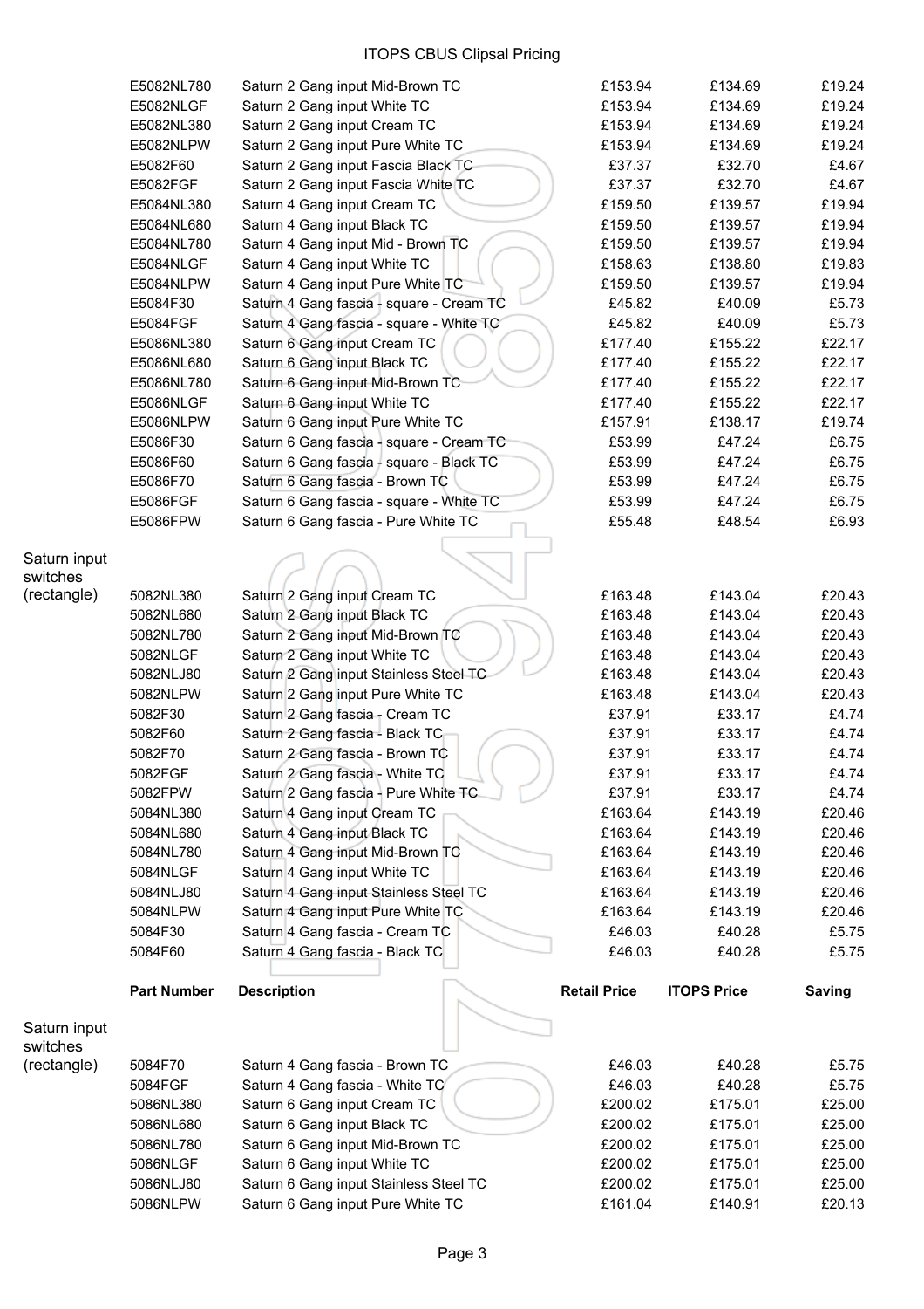| | Part Number | Description | Retail Price | ITOPS Price | Saving |
|---|---|---|---|---|---|
| | E5082NL780 | Saturn 2 Gang input Mid-Brown TC | £153.94 | £134.69 | £19.24 |
| | E5082NLGF | Saturn 2 Gang input White TC | £153.94 | £134.69 | £19.24 |
| | E5082NL380 | Saturn 2 Gang input Cream TC | £153.94 | £134.69 | £19.24 |
| | E5082NLPW | Saturn 2 Gang input Pure White TC | £153.94 | £134.69 | £19.24 |
| | E5082F60 | Saturn 2 Gang input Fascia Black TC | £37.37 | £32.70 | £4.67 |
| | E5082FGF | Saturn 2 Gang input Fascia White TC | £37.37 | £32.70 | £4.67 |
| | E5084NL380 | Saturn 4 Gang input Cream TC | £159.50 | £139.57 | £19.94 |
| | E5084NL680 | Saturn 4 Gang input Black TC | £159.50 | £139.57 | £19.94 |
| | E5084NL780 | Saturn 4 Gang input Mid - Brown TC | £159.50 | £139.57 | £19.94 |
| | E5084NLGF | Saturn 4 Gang input White TC | £158.63 | £138.80 | £19.83 |
| | E5084NLPW | Saturn 4 Gang input Pure White TC | £159.50 | £139.57 | £19.94 |
| | E5084F30 | Saturn 4 Gang fascia - square - Cream TC | £45.82 | £40.09 | £5.73 |
| | E5084FGF | Saturn 4 Gang fascia - square - White TC | £45.82 | £40.09 | £5.73 |
| | E5086NL380 | Saturn 6 Gang input Cream TC | £177.40 | £155.22 | £22.17 |
| | E5086NL680 | Saturn 6 Gang input Black TC | £177.40 | £155.22 | £22.17 |
| | E5086NL780 | Saturn 6 Gang input Mid-Brown TC | £177.40 | £155.22 | £22.17 |
| | E5086NLGF | Saturn 6 Gang input White TC | £177.40 | £155.22 | £22.17 |
| | E5086NLPW | Saturn 6 Gang input Pure White TC | £157.91 | £138.17 | £19.74 |
| | E5086F30 | Saturn 6 Gang fascia - square - Cream TC | £53.99 | £47.24 | £6.75 |
| | E5086F60 | Saturn 6 Gang fascia - square - Black TC | £53.99 | £47.24 | £6.75 |
| | E5086F70 | Saturn 6 Gang fascia - Brown TC | £53.99 | £47.24 | £6.75 |
| | E5086FGF | Saturn 6 Gang fascia - square - White TC | £53.99 | £47.24 | £6.75 |
| | E5086FPW | Saturn 6 Gang fascia - Pure White TC | £55.48 | £48.54 | £6.93 |
| Saturn input switches (rectangle) | 5082NL380 | Saturn 2 Gang input Cream TC | £163.48 | £143.04 | £20.43 |
| | 5082NL680 | Saturn 2 Gang input Black TC | £163.48 | £143.04 | £20.43 |
| | 5082NL780 | Saturn 2 Gang input Mid-Brown TC | £163.48 | £143.04 | £20.43 |
| | 5082NLGF | Saturn 2 Gang input White TC | £163.48 | £143.04 | £20.43 |
| | 5082NLJ80 | Saturn 2 Gang input Stainless Steel TC | £163.48 | £143.04 | £20.43 |
| | 5082NLPW | Saturn 2 Gang input Pure White TC | £163.48 | £143.04 | £20.43 |
| | 5082F30 | Saturn 2 Gang fascia - Cream TC | £37.91 | £33.17 | £4.74 |
| | 5082F60 | Saturn 2 Gang fascia - Black TC | £37.91 | £33.17 | £4.74 |
| | 5082F70 | Saturn 2 Gang fascia - Brown TC | £37.91 | £33.17 | £4.74 |
| | 5082FGF | Saturn 2 Gang fascia - White TC | £37.91 | £33.17 | £4.74 |
| | 5082FPW | Saturn 2 Gang fascia - Pure White TC | £37.91 | £33.17 | £4.74 |
| | 5084NL380 | Saturn 4 Gang input Cream TC | £163.64 | £143.19 | £20.46 |
| | 5084NL680 | Saturn 4 Gang input Black TC | £163.64 | £143.19 | £20.46 |
| | 5084NL780 | Saturn 4 Gang input Mid-Brown TC | £163.64 | £143.19 | £20.46 |
| | 5084NLGF | Saturn 4 Gang input White TC | £163.64 | £143.19 | £20.46 |
| | 5084NLJ80 | Saturn 4 Gang input Stainless Steel TC | £163.64 | £143.19 | £20.46 |
| | 5084NLPW | Saturn 4 Gang input Pure White TC | £163.64 | £143.19 | £20.46 |
| | 5084F30 | Saturn 4 Gang fascia - Cream TC | £46.03 | £40.28 | £5.75 |
| | 5084F60 | Saturn 4 Gang fascia - Black TC | £46.03 | £40.28 | £5.75 |
| Saturn input switches (rectangle) | 5084F70 | Saturn 4 Gang fascia - Brown TC | £46.03 | £40.28 | £5.75 |
| | 5084FGF | Saturn 4 Gang fascia - White TC | £46.03 | £40.28 | £5.75 |
| | 5086NL380 | Saturn 6 Gang input Cream TC | £200.02 | £175.01 | £25.00 |
| | 5086NL680 | Saturn 6 Gang input Black TC | £200.02 | £175.01 | £25.00 |
| | 5086NL780 | Saturn 6 Gang input Mid-Brown TC | £200.02 | £175.01 | £25.00 |
| | 5086NLGF | Saturn 6 Gang input White TC | £200.02 | £175.01 | £25.00 |
| | 5086NLJ80 | Saturn 6 Gang input Stainless Steel TC | £200.02 | £175.01 | £25.00 |
| | 5086NLPW | Saturn 6 Gang input Pure White TC | £161.04 | £140.91 | £20.13 |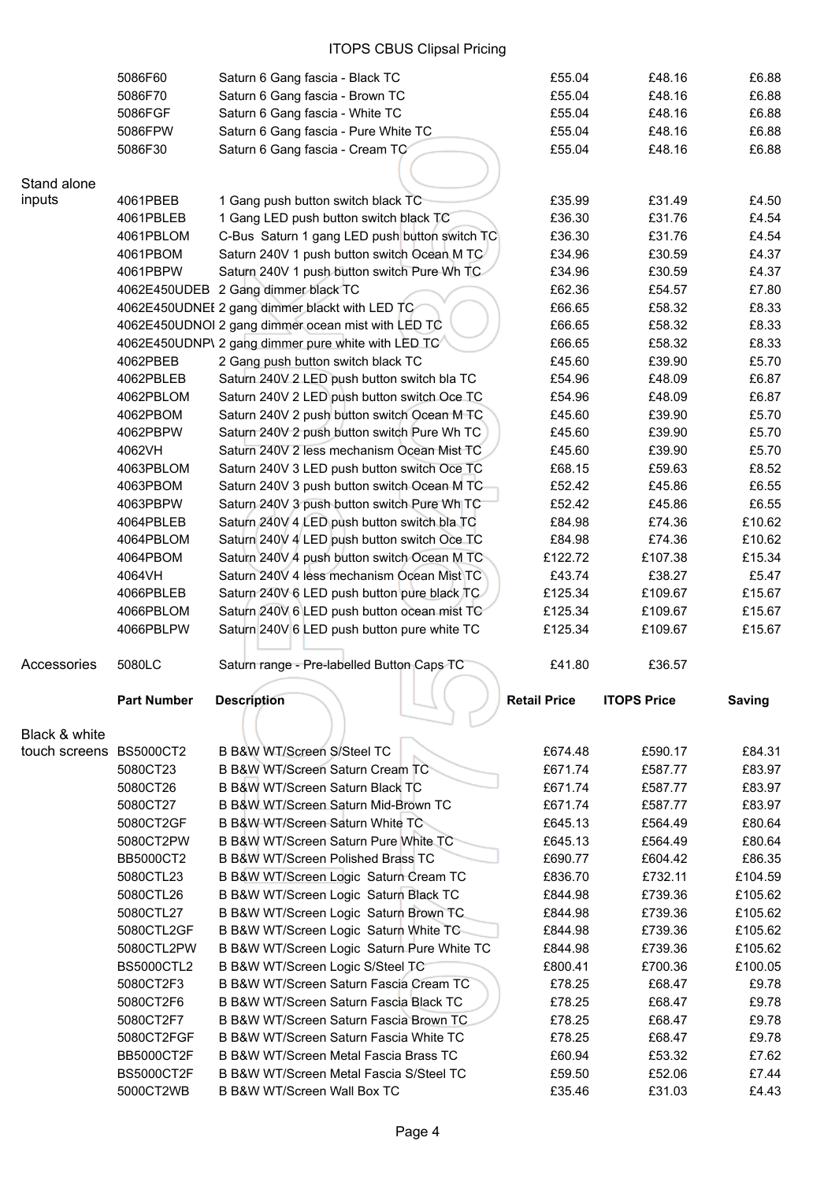| | | | | | |
|---|---|---|---|---|---|
| | 5086F60 | Saturn 6 Gang fascia - Black TC | £55.04 | £48.16 | £6.88 |
| | 5086F70 | Saturn 6 Gang fascia - Brown TC | £55.04 | £48.16 | £6.88 |
| | 5086FGF | Saturn 6 Gang fascia - White TC | £55.04 | £48.16 | £6.88 |
| | 5086FPW | Saturn 6 Gang fascia - Pure White TC | £55.04 | £48.16 | £6.88 |
| | 5086F30 | Saturn 6 Gang fascia - Cream TC | £55.04 | £48.16 | £6.88 |
| Stand alone inputs | 4061PBEB | 1 Gang push button switch black TC | £35.99 | £31.49 | £4.50 |
| | 4061PBLEB | 1 Gang LED push button switch black TC | £36.30 | £31.76 | £4.54 |
| | 4061PBLOM | C-Bus Saturn 1 gang LED push button switch TC | £36.30 | £31.76 | £4.54 |
| | 4061PBOM | Saturn 240V 1 push button switch Ocean M TC | £34.96 | £30.59 | £4.37 |
| | 4061PBPW | Saturn 240V 1 push button switch Pure Wh TC | £34.96 | £30.59 | £4.37 |
| | 4062E450UDEB | 2 Gang dimmer black TC | £62.36 | £54.57 | £7.80 |
| | 4062E450UDNEI | 2 gang dimmer blackt with LED TC | £66.65 | £58.32 | £8.33 |
| | 4062E450UDNOI | 2 gang dimmer ocean mist with LED TC | £66.65 | £58.32 | £8.33 |
| | 4062E450UDNP\ | 2 gang dimmer pure white with LED TC | £66.65 | £58.32 | £8.33 |
| | 4062PBEB | 2 Gang push button switch black TC | £45.60 | £39.90 | £5.70 |
| | 4062PBLEB | Saturn 240V 2 LED push button switch bla TC | £54.96 | £48.09 | £6.87 |
| | 4062PBLOM | Saturn 240V 2 LED push button switch Oce TC | £54.96 | £48.09 | £6.87 |
| | 4062PBOM | Saturn 240V 2 push button switch Ocean M TC | £45.60 | £39.90 | £5.70 |
| | 4062PBPW | Saturn 240V 2 push button switch Pure Wh TC | £45.60 | £39.90 | £5.70 |
| | 4062VH | Saturn 240V 2 less mechanism Ocean Mist TC | £45.60 | £39.90 | £5.70 |
| | 4063PBLOM | Saturn 240V 3 LED push button switch Oce TC | £68.15 | £59.63 | £8.52 |
| | 4063PBOM | Saturn 240V 3 push button switch Ocean M TC | £52.42 | £45.86 | £6.55 |
| | 4063PBPW | Saturn 240V 3 push button switch Pure Wh TC | £52.42 | £45.86 | £6.55 |
| | 4064PBLEB | Saturn 240V 4 LED push button switch bla TC | £84.98 | £74.36 | £10.62 |
| | 4064PBLOM | Saturn 240V 4 LED push button switch Oce TC | £84.98 | £74.36 | £10.62 |
| | 4064PBOM | Saturn 240V 4 push button switch Ocean M TC | £122.72 | £107.38 | £15.34 |
| | 4064VH | Saturn 240V 4 less mechanism Ocean Mist TC | £43.74 | £38.27 | £5.47 |
| | 4066PBLEB | Saturn 240V 6 LED push button pure black TC | £125.34 | £109.67 | £15.67 |
| | 4066PBLOM | Saturn 240V 6 LED push button ocean mist TC | £125.34 | £109.67 | £15.67 |
| | 4066PBLPW | Saturn 240V 6 LED push button pure white TC | £125.34 | £109.67 | £15.67 |
| Accessories | 5080LC | Saturn range - Pre-labelled Button Caps TC | £41.80 | £36.57 | |

| | Part Number | Description | Retail Price | ITOPS Price | Saving |
|---|---|---|---|---|---|
| Black & white touch screens | BS5000CT2 | B B&W WT/Screen S/Steel TC | £674.48 | £590.17 | £84.31 |
| | 5080CT23 | B B&W WT/Screen Saturn Cream TC | £671.74 | £587.77 | £83.97 |
| | 5080CT26 | B B&W WT/Screen Saturn Black TC | £671.74 | £587.77 | £83.97 |
| | 5080CT27 | B B&W WT/Screen Saturn Mid-Brown TC | £671.74 | £587.77 | £83.97 |
| | 5080CT2GF | B B&W WT/Screen Saturn White TC | £645.13 | £564.49 | £80.64 |
| | 5080CT2PW | B B&W WT/Screen Saturn Pure White TC | £645.13 | £564.49 | £80.64 |
| | BB5000CT2 | B B&W WT/Screen Polished Brass TC | £690.77 | £604.42 | £86.35 |
| | 5080CTL23 | B B&W WT/Screen Logic Saturn Cream TC | £836.70 | £732.11 | £104.59 |
| | 5080CTL26 | B B&W WT/Screen Logic Saturn Black TC | £844.98 | £739.36 | £105.62 |
| | 5080CTL27 | B B&W WT/Screen Logic Saturn Brown TC | £844.98 | £739.36 | £105.62 |
| | 5080CTL2GF | B B&W WT/Screen Logic Saturn White TC | £844.98 | £739.36 | £105.62 |
| | 5080CTL2PW | B B&W WT/Screen Logic Saturn Pure White TC | £844.98 | £739.36 | £105.62 |
| | BS5000CTL2 | B B&W WT/Screen Logic S/Steel TC | £800.41 | £700.36 | £100.05 |
| | 5080CT2F3 | B B&W WT/Screen Saturn Fascia Cream TC | £78.25 | £68.47 | £9.78 |
| | 5080CT2F6 | B B&W WT/Screen Saturn Fascia Black TC | £78.25 | £68.47 | £9.78 |
| | 5080CT2F7 | B B&W WT/Screen Saturn Fascia Brown TC | £78.25 | £68.47 | £9.78 |
| | 5080CT2FGF | B B&W WT/Screen Saturn Fascia White TC | £78.25 | £68.47 | £9.78 |
| | BB5000CT2F | B B&W WT/Screen Metal Fascia Brass TC | £60.94 | £53.32 | £7.62 |
| | BS5000CT2F | B B&W WT/Screen Metal Fascia S/Steel TC | £59.50 | £52.06 | £7.44 |
| | 5000CT2WB | B B&W WT/Screen Wall Box TC | £35.46 | £31.03 | £4.43 |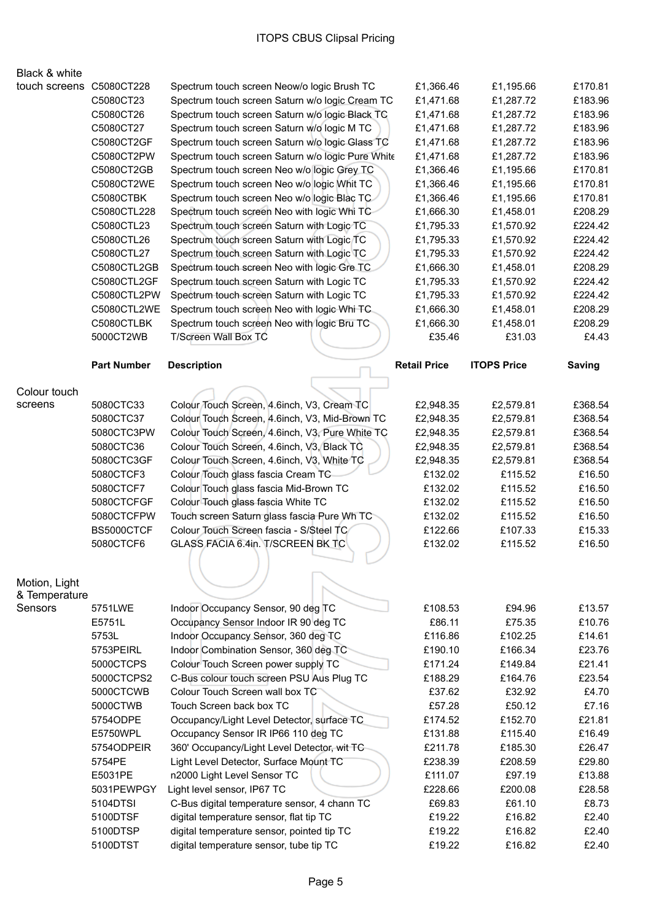# ITOPS CBUS Clipsal Pricing

| | Part Number | Description | Retail Price | ITOPS Price | Saving |
|---|---|---|---|---|---|
| Black & white touch screens | C5080CT228 | Spectrum touch screen Neow/o logic Brush TC | £1,366.46 | £1,195.66 | £170.81 |
| | C5080CT23 | Spectrum touch screen Saturn w/o logic Cream TC | £1,471.68 | £1,287.72 | £183.96 |
| | C5080CT26 | Spectrum touch screen Saturn w/o logic Black TC | £1,471.68 | £1,287.72 | £183.96 |
| | C5080CT27 | Spectrum touch screen Saturn w/o logic M TC | £1,471.68 | £1,287.72 | £183.96 |
| | C5080CT2GF | Spectrum touch screen Saturn w/o logic Glass TC | £1,471.68 | £1,287.72 | £183.96 |
| | C5080CT2PW | Spectrum touch screen Saturn w/o logic Pure White | £1,471.68 | £1,287.72 | £183.96 |
| | C5080CT2GB | Spectrum touch screen Neo w/o logic Grey TC | £1,366.46 | £1,195.66 | £170.81 |
| | C5080CT2WE | Spectrum touch screen Neo w/o logic Whit TC | £1,366.46 | £1,195.66 | £170.81 |
| | C5080CTBK | Spectrum touch screen Neo w/o logic Blac TC | £1,366.46 | £1,195.66 | £170.81 |
| | C5080CTL228 | Spectrum touch screen Neo with logic Whi TC | £1,666.30 | £1,458.01 | £208.29 |
| | C5080CTL23 | Spectrum touch screen Saturn with Logic TC | £1,795.33 | £1,570.92 | £224.42 |
| | C5080CTL26 | Spectrum touch screen Saturn with Logic TC | £1,795.33 | £1,570.92 | £224.42 |
| | C5080CTL27 | Spectrum touch screen Saturn with Logic TC | £1,795.33 | £1,570.92 | £224.42 |
| | C5080CTL2GB | Spectrum touch screen Neo with logic Gre TC | £1,666.30 | £1,458.01 | £208.29 |
| | C5080CTL2GF | Spectrum touch screen Saturn with Logic TC | £1,795.33 | £1,570.92 | £224.42 |
| | C5080CTL2PW | Spectrum touch screen Saturn with Logic TC | £1,795.33 | £1,570.92 | £224.42 |
| | C5080CTL2WE | Spectrum touch screen Neo with logic Whi TC | £1,666.30 | £1,458.01 | £208.29 |
| | C5080CTLBK | Spectrum touch screen Neo with logic Bru TC | £1,666.30 | £1,458.01 | £208.29 |
| | 5000CT2WB | T/Screen Wall Box TC | £35.46 | £31.03 | £4.43 |
| Colour touch screens | 5080CTC33 | Colour Touch Screen, 4.6inch, V3, Cream TC | £2,948.35 | £2,579.81 | £368.54 |
| | 5080CTC37 | Colour Touch Screen, 4.6inch, V3, Mid-Brown TC | £2,948.35 | £2,579.81 | £368.54 |
| | 5080CTC3PW | Colour Touch Screen, 4.6inch, V3, Pure White TC | £2,948.35 | £2,579.81 | £368.54 |
| | 5080CTC36 | Colour Touch Screen, 4.6inch, V3, Black TC | £2,948.35 | £2,579.81 | £368.54 |
| | 5080CTC3GF | Colour Touch Screen, 4.6inch, V3, White TC | £2,948.35 | £2,579.81 | £368.54 |
| | 5080CTCF3 | Colour Touch glass fascia Cream TC | £132.02 | £115.52 | £16.50 |
| | 5080CTCF7 | Colour Touch glass fascia Mid-Brown TC | £132.02 | £115.52 | £16.50 |
| | 5080CTCFGF | Colour Touch glass fascia White TC | £132.02 | £115.52 | £16.50 |
| | 5080CTCFPW | Touch screen Saturn glass fascia Pure Wh TC | £132.02 | £115.52 | £16.50 |
| | BS5000CTCF | Colour Touch Screen fascia - S/Steel TC | £122.66 | £107.33 | £15.33 |
| | 5080CTCF6 | GLASS FACIA 6.4in. T/SCREEN BK TC | £132.02 | £115.52 | £16.50 |
| Motion, Light & Temperature Sensors | 5751LWE | Indoor Occupancy Sensor, 90 deg TC | £108.53 | £94.96 | £13.57 |
| | E5751L | Occupancy Sensor Indoor IR 90 deg TC | £86.11 | £75.35 | £10.76 |
| | 5753L | Indoor Occupancy Sensor, 360 deg TC | £116.86 | £102.25 | £14.61 |
| | 5753PEIRL | Indoor Combination Sensor, 360 deg TC | £190.10 | £166.34 | £23.76 |
| | 5000CTCPS | Colour Touch Screen power supply TC | £171.24 | £149.84 | £21.41 |
| | 5000CTCPS2 | C-Bus colour touch screen PSU Aus Plug TC | £188.29 | £164.76 | £23.54 |
| | 5000CTCWB | Colour Touch Screen wall box TC | £37.62 | £32.92 | £4.70 |
| | 5000CTWB | Touch Screen back box TC | £57.28 | £50.12 | £7.16 |
| | 5754ODPE | Occupancy/Light Level Detector, surface TC | £174.52 | £152.70 | £21.81 |
| | E5750WPL | Occupancy Sensor IR IP66 110 deg TC | £131.88 | £115.40 | £16.49 |
| | 5754ODPEIR | 360' Occupancy/Light Level Detector, wit TC | £211.78 | £185.30 | £26.47 |
| | 5754PE | Light Level Detector, Surface Mount TC | £238.39 | £208.59 | £29.80 |
| | E5031PE | n2000 Light Level Sensor TC | £111.07 | £97.19 | £13.88 |
| | 5031PEWPGY | Light level sensor, IP67 TC | £228.66 | £200.08 | £28.58 |
| | 5104DTSI | C-Bus digital temperature sensor, 4 chann TC | £69.83 | £61.10 | £8.73 |
| | 5100DTSF | digital temperature sensor, flat tip TC | £19.22 | £16.82 | £2.40 |
| | 5100DTSP | digital temperature sensor, pointed tip TC | £19.22 | £16.82 | £2.40 |
| | 5100DTST | digital temperature sensor, tube tip TC | £19.22 | £16.82 | £2.40 |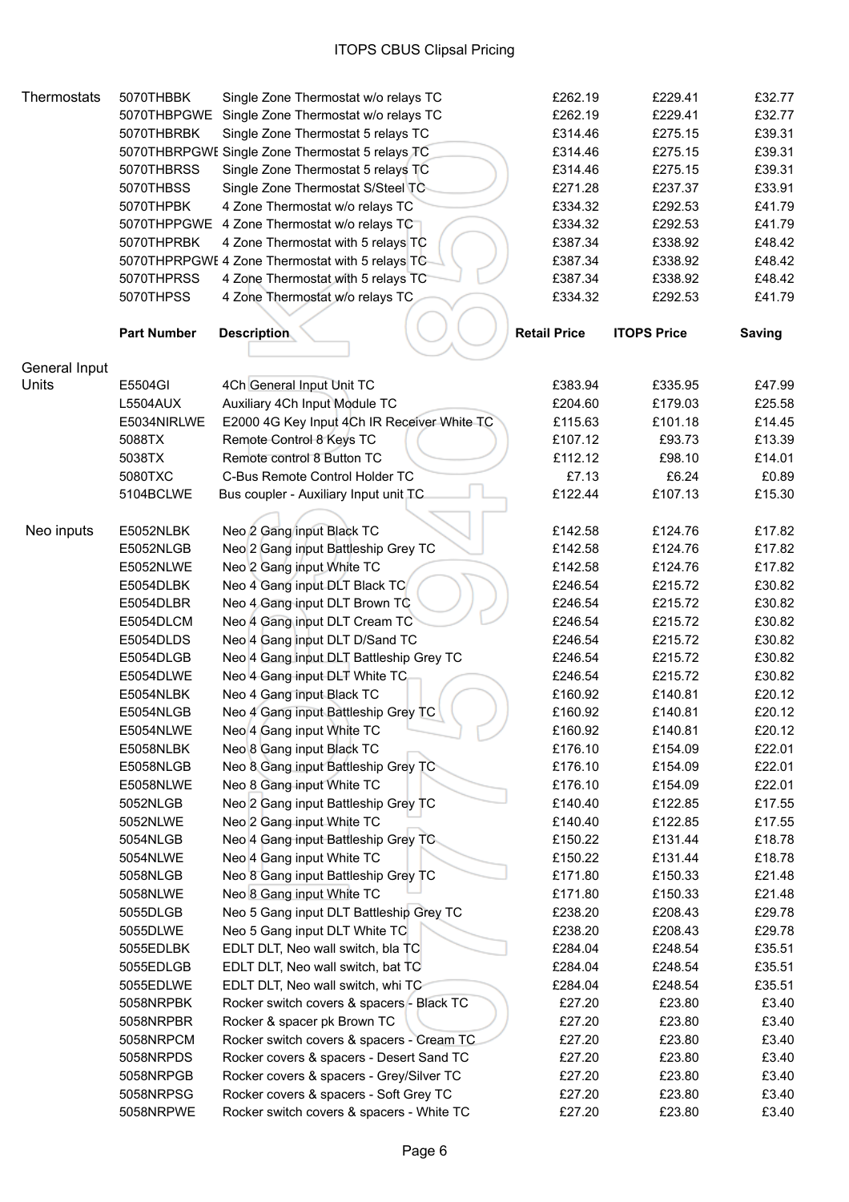# ITOPS CBUS Clipsal Pricing

| Thermostats | 5070THBBK | Single Zone Thermostat w/o relays TC | £262.19 | £229.41 | £32.77 |
|---|---|---|---|---|---|
| | 5070THBPGWE | Single Zone Thermostat w/o relays TC | £262.19 | £229.41 | £32.77 |
| | 5070THBRBK | Single Zone Thermostat 5 relays TC | £314.46 | £275.15 | £39.31 |
| | 5070THBRPGWE | Single Zone Thermostat 5 relays TC | £314.46 | £275.15 | £39.31 |
| | 5070THBRSS | Single Zone Thermostat 5 relays TC | £314.46 | £275.15 | £39.31 |
| | 5070THBSS | Single Zone Thermostat S/Steel TC | £271.28 | £237.37 | £33.91 |
| | 5070THPBK | 4 Zone Thermostat w/o relays TC | £334.32 | £292.53 | £41.79 |
| | 5070THPPGWE | 4 Zone Thermostat w/o relays TC | £334.32 | £292.53 | £41.79 |
| | 5070THPRBK | 4 Zone Thermostat with 5 relays TC | £387.34 | £338.92 | £48.42 |
| | 5070THPRPGWE | 4 Zone Thermostat with 5 relays TC | £387.34 | £338.92 | £48.42 |
| | 5070THPRSS | 4 Zone Thermostat with 5 relays TC | £387.34 | £338.92 | £48.42 |
| | 5070THPSS | 4 Zone Thermostat w/o relays TC | £334.32 | £292.53 | £41.79 |

| | **Part Number** | **Description** | **Retail Price** | **ITOPS Price** | **Saving** |
|---|---|---|---|---|---|
| General Input Units | E5504GI | 4Ch General Input Unit TC | £383.94 | £335.95 | £47.99 |
| | L5504AUX | Auxiliary 4Ch Input Module TC | £204.60 | £179.03 | £25.58 |
| | E5034NIRLWE | E2000 4G Key Input 4Ch IR Receiver White TC | £115.63 | £101.18 | £14.45 |
| | 5088TX | Remote Control 8 Keys TC | £107.12 | £93.73 | £13.39 |
| | 5038TX | Remote control 8 Button TC | £112.12 | £98.10 | £14.01 |
| | 5080TXC | C-Bus Remote Control Holder TC | £7.13 | £6.24 | £0.89 |
| | 5104BCLWE | Bus coupler - Auxiliary Input unit TC | £122.44 | £107.13 | £15.30 |
| Neo inputs | E5052NLBK | Neo 2 Gang input Black TC | £142.58 | £124.76 | £17.82 |
| | E5052NLGB | Neo 2 Gang input Battleship Grey TC | £142.58 | £124.76 | £17.82 |
| | E5052NLWE | Neo 2 Gang input White TC | £142.58 | £124.76 | £17.82 |
| | E5054DLBK | Neo 4 Gang input DLT Black TC | £246.54 | £215.72 | £30.82 |
| | E5054DLBR | Neo 4 Gang input DLT Brown TC | £246.54 | £215.72 | £30.82 |
| | E5054DLCM | Neo 4 Gang input DLT Cream TC | £246.54 | £215.72 | £30.82 |
| | E5054DLDS | Neo 4 Gang input DLT D/Sand TC | £246.54 | £215.72 | £30.82 |
| | E5054DLGB | Neo 4 Gang input DLT Battleship Grey TC | £246.54 | £215.72 | £30.82 |
| | E5054DLWE | Neo 4 Gang input DLT White TC | £246.54 | £215.72 | £30.82 |
| | E5054NLBK | Neo 4 Gang input Black TC | £160.92 | £140.81 | £20.12 |
| | E5054NLGB | Neo 4 Gang input Battleship Grey TC | £160.92 | £140.81 | £20.12 |
| | E5054NLWE | Neo 4 Gang input White TC | £160.92 | £140.81 | £20.12 |
| | E5058NLBK | Neo 8 Gang input Black TC | £176.10 | £154.09 | £22.01 |
| | E5058NLGB | Neo 8 Gang input Battleship Grey TC | £176.10 | £154.09 | £22.01 |
| | E5058NLWE | Neo 8 Gang input White TC | £176.10 | £154.09 | £22.01 |
| | 5052NLGB | Neo 2 Gang input Battleship Grey TC | £140.40 | £122.85 | £17.55 |
| | 5052NLWE | Neo 2 Gang input White TC | £140.40 | £122.85 | £17.55 |
| | 5054NLGB | Neo 4 Gang input Battleship Grey TC | £150.22 | £131.44 | £18.78 |
| | 5054NLWE | Neo 4 Gang input White TC | £150.22 | £131.44 | £18.78 |
| | 5058NLGB | Neo 8 Gang input Battleship Grey TC | £171.80 | £150.33 | £21.48 |
| | 5058NLWE | Neo 8 Gang input White TC | £171.80 | £150.33 | £21.48 |
| | 5055DLGB | Neo 5 Gang input DLT Battleship Grey TC | £238.20 | £208.43 | £29.78 |
| | 5055DLWE | Neo 5 Gang input DLT White TC | £238.20 | £208.43 | £29.78 |
| | 5055EDLBK | EDLT DLT, Neo wall switch, bla TC | £284.04 | £248.54 | £35.51 |
| | 5055EDLGB | EDLT DLT, Neo wall switch, bat TC | £284.04 | £248.54 | £35.51 |
| | 5055EDLWE | EDLT DLT, Neo wall switch, whi TC | £284.04 | £248.54 | £35.51 |
| | 5058NRPBK | Rocker switch covers & spacers - Black TC | £27.20 | £23.80 | £3.40 |
| | 5058NRPBR | Rocker & spacer pk Brown TC | £27.20 | £23.80 | £3.40 |
| | 5058NRPCM | Rocker switch covers & spacers - Cream TC | £27.20 | £23.80 | £3.40 |
| | 5058NRPDS | Rocker covers & spacers - Desert Sand TC | £27.20 | £23.80 | £3.40 |
| | 5058NRPGB | Rocker covers & spacers - Grey/Silver TC | £27.20 | £23.80 | £3.40 |
| | 5058NRPSG | Rocker covers & spacers - Soft Grey TC | £27.20 | £23.80 | £3.40 |
| | 5058NRPWE | Rocker switch covers & spacers - White TC | £27.20 | £23.80 | £3.40 |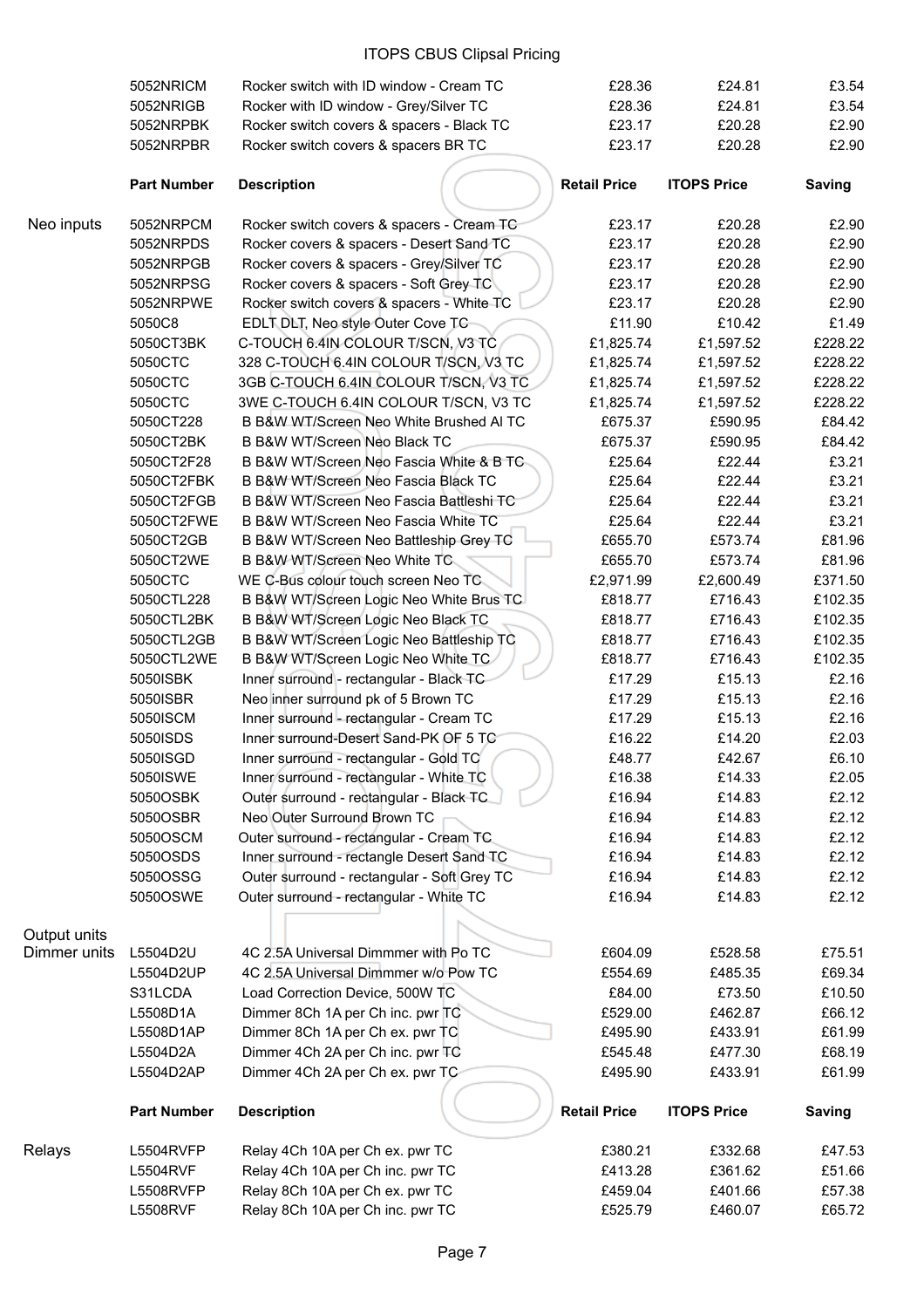ITOPS CBUS Clipsal Pricing

| | Part Number | Description | Retail Price | ITOPS Price | Saving |
|---|---|---|---|---|---|
| | 5052NRICM | Rocker switch with ID window - Cream TC | £28.36 | £24.81 | £3.54 |
| | 5052NRIGB | Rocker with ID window - Grey/Silver TC | £28.36 | £24.81 | £3.54 |
| | 5052NRPBK | Rocker switch covers & spacers - Black TC | £23.17 | £20.28 | £2.90 |
| | 5052NRPBR | Rocker switch covers & spacers BR TC | £23.17 | £20.28 | £2.90 |

| | Part Number | Description | Retail Price | ITOPS Price | Saving |
|---|---|---|---|---|---|
| Neo inputs | 5052NRPCM | Rocker switch covers & spacers - Cream TC | £23.17 | £20.28 | £2.90 |
| | 5052NRPDS | Rocker covers & spacers - Desert Sand TC | £23.17 | £20.28 | £2.90 |
| | 5052NRPGB | Rocker covers & spacers - Grey/Silver TC | £23.17 | £20.28 | £2.90 |
| | 5052NRPSG | Rocker covers & spacers - Soft Grey TC | £23.17 | £20.28 | £2.90 |
| | 5052NRPWE | Rocker switch covers & spacers - White TC | £23.17 | £20.28 | £2.90 |
| | 5050C8 | EDLT DLT, Neo style Outer Cove TC | £11.90 | £10.42 | £1.49 |
| | 5050CT3BK | C-TOUCH 6.4IN COLOUR T/SCN, V3 TC | £1,825.74 | £1,597.52 | £228.22 |
| | 5050CTC | 328 C-TOUCH 6.4IN COLOUR T/SCN, V3 TC | £1,825.74 | £1,597.52 | £228.22 |
| | 5050CTC | 3GB C-TOUCH 6.4IN COLOUR T/SCN, V3 TC | £1,825.74 | £1,597.52 | £228.22 |
| | 5050CTC | 3WE C-TOUCH 6.4IN COLOUR T/SCN, V3 TC | £1,825.74 | £1,597.52 | £228.22 |
| | 5050CT228 | B B&W WT/Screen Neo White Brushed Al TC | £675.37 | £590.95 | £84.42 |
| | 5050CT2BK | B B&W WT/Screen Neo Black TC | £675.37 | £590.95 | £84.42 |
| | 5050CT2F28 | B B&W WT/Screen Neo Fascia White & B TC | £25.64 | £22.44 | £3.21 |
| | 5050CT2FBK | B B&W WT/Screen Neo Fascia Black TC | £25.64 | £22.44 | £3.21 |
| | 5050CT2FGB | B B&W WT/Screen Neo Fascia Battleshi TC | £25.64 | £22.44 | £3.21 |
| | 5050CT2FWE | B B&W WT/Screen Neo Fascia White TC | £25.64 | £22.44 | £3.21 |
| | 5050CT2GB | B B&W WT/Screen Neo Battleship Grey TC | £655.70 | £573.74 | £81.96 |
| | 5050CT2WE | B B&W WT/Screen Neo White TC | £655.70 | £573.74 | £81.96 |
| | 5050CTC | WE C-Bus colour touch screen Neo TC | £2,971.99 | £2,600.49 | £371.50 |
| | 5050CTL228 | B B&W WT/Screen Logic Neo White Brus TC | £818.77 | £716.43 | £102.35 |
| | 5050CTL2BK | B B&W WT/Screen Logic Neo Black TC | £818.77 | £716.43 | £102.35 |
| | 5050CTL2GB | B B&W WT/Screen Logic Neo Battleship TC | £818.77 | £716.43 | £102.35 |
| | 5050CTL2WE | B B&W WT/Screen Logic Neo White TC | £818.77 | £716.43 | £102.35 |
| | 5050ISBK | Inner surround - rectangular - Black TC | £17.29 | £15.13 | £2.16 |
| | 5050ISBR | Neo inner surround pk of 5 Brown TC | £17.29 | £15.13 | £2.16 |
| | 5050ISCM | Inner surround - rectangular - Cream TC | £17.29 | £15.13 | £2.16 |
| | 5050ISDS | Inner surround-Desert Sand-PK OF 5 TC | £16.22 | £14.20 | £2.03 |
| | 5050ISGD | Inner surround - rectangular - Gold TC | £48.77 | £42.67 | £6.10 |
| | 5050ISWE | Inner surround - rectangular - White TC | £16.38 | £14.33 | £2.05 |
| | 5050OSBK | Outer surround - rectangular - Black TC | £16.94 | £14.83 | £2.12 |
| | 5050OSBR | Neo Outer Surround Brown TC | £16.94 | £14.83 | £2.12 |
| | 5050OSCM | Outer surround - rectangular - Cream TC | £16.94 | £14.83 | £2.12 |
| | 5050OSDS | Inner surround - rectangle Desert Sand TC | £16.94 | £14.83 | £2.12 |
| | 5050OSSG | Outer surround - rectangular - Soft Grey TC | £16.94 | £14.83 | £2.12 |
| | 5050OSWE | Outer surround - rectangular - White TC | £16.94 | £14.83 | £2.12 |
| Output units | | | | | |
| Dimmer units | L5504D2U | 4C 2.5A Universal Dimmmer with Po TC | £604.09 | £528.58 | £75.51 |
| | L5504D2UP | 4C 2.5A Universal Dimmmer w/o Pow TC | £554.69 | £485.35 | £69.34 |
| | S31LCDA | Load Correction Device, 500W TC | £84.00 | £73.50 | £10.50 |
| | L5508D1A | Dimmer 8Ch 1A per Ch inc. pwr TC | £529.00 | £462.87 | £66.12 |
| | L5508D1AP | Dimmer 8Ch 1A per Ch ex. pwr TC | £495.90 | £433.91 | £61.99 |
| | L5504D2A | Dimmer 4Ch 2A per Ch inc. pwr TC | £545.48 | £477.30 | £68.19 |
| | L5504D2AP | Dimmer 4Ch 2A per Ch ex. pwr TC | £495.90 | £433.91 | £61.99 |

| | Part Number | Description | Retail Price | ITOPS Price | Saving |
|---|---|---|---|---|---|
| Relays | L5504RVFP | Relay 4Ch 10A per Ch ex. pwr TC | £380.21 | £332.68 | £47.53 |
| | L5504RVF | Relay 4Ch 10A per Ch inc. pwr TC | £413.28 | £361.62 | £51.66 |
| | L5508RVFP | Relay 8Ch 10A per Ch ex. pwr TC | £459.04 | £401.66 | £57.38 |
| | L5508RVF | Relay 8Ch 10A per Ch inc. pwr TC | £525.79 | £460.07 | £65.72 |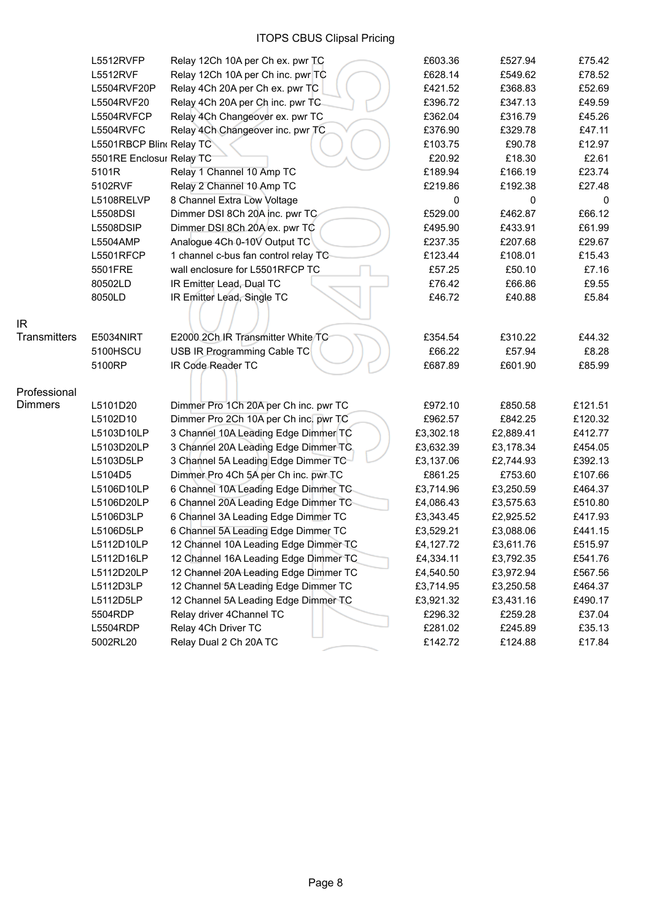|  |  |  |  |  |  |
|---|---|---|---|---|---|
|  | L5512RVFP | Relay 12Ch 10A per Ch ex. pwr TC | £603.36 | £527.94 | £75.42 |
|  | L5512RVF | Relay 12Ch 10A per Ch inc. pwr TC | £628.14 | £549.62 | £78.52 |
|  | L5504RVF20P | Relay 4Ch 20A per Ch ex. pwr TC | £421.52 | £368.83 | £52.69 |
|  | L5504RVF20 | Relay 4Ch 20A per Ch inc. pwr TC | £396.72 | £347.13 | £49.59 |
|  | L5504RVFCP | Relay 4Ch Changeover ex. pwr TC | £362.04 | £316.79 | £45.26 |
|  | L5504RVFC | Relay 4Ch Changeover inc. pwr TC | £376.90 | £329.78 | £47.11 |
|  | L5501RBCP Blin | Relay TC | £103.75 | £90.78 | £12.97 |
|  | 5501RE Enclosur | Relay TC | £20.92 | £18.30 | £2.61 |
|  | 5101R | Relay 1 Channel 10 Amp TC | £189.94 | £166.19 | £23.74 |
|  | 5102RVF | Relay 2 Channel 10 Amp TC | £219.86 | £192.38 | £27.48 |
|  | L5108RELVP | 8 Channel Extra Low Voltage | 0 | 0 | 0 |
|  | L5508DSI | Dimmer DSI 8Ch 20A inc. pwr TC | £529.00 | £462.87 | £66.12 |
|  | L5508DSIP | Dimmer DSI 8Ch 20A ex. pwr TC | £495.90 | £433.91 | £61.99 |
|  | L5504AMP | Analogue 4Ch 0-10V Output TC | £237.35 | £207.68 | £29.67 |
|  | L5501RFCP | 1 channel c-bus fan control relay TC | £123.44 | £108.01 | £15.43 |
|  | 5501FRE | wall enclosure for L5501RFCP TC | £57.25 | £50.10 | £7.16 |
|  | 80502LD | IR Emitter Lead, Dual TC | £76.42 | £66.86 | £9.55 |
|  | 8050LD | IR Emitter Lead, Single TC | £46.72 | £40.88 | £5.84 |
| IR Transmitters | E5034NIRT | E2000 2Ch IR Transmitter White TC | £354.54 | £310.22 | £44.32 |
|  | 5100HSCU | USB IR Programming Cable TC | £66.22 | £57.94 | £8.28 |
|  | 5100RP | IR Code Reader TC | £687.89 | £601.90 | £85.99 |
| Professional Dimmers | L5101D20 | Dimmer Pro 1Ch 20A per Ch inc. pwr TC | £972.10 | £850.58 | £121.51 |
|  | L5102D10 | Dimmer Pro 2Ch 10A per Ch inc. pwr TC | £962.57 | £842.25 | £120.32 |
|  | L5103D10LP | 3 Channel 10A Leading Edge Dimmer TC | £3,302.18 | £2,889.41 | £412.77 |
|  | L5103D20LP | 3 Channel 20A Leading Edge Dimmer TC | £3,632.39 | £3,178.34 | £454.05 |
|  | L5103D5LP | 3 Channel 5A Leading Edge Dimmer TC | £3,137.06 | £2,744.93 | £392.13 |
|  | L5104D5 | Dimmer Pro 4Ch 5A per Ch inc. pwr TC | £861.25 | £753.60 | £107.66 |
|  | L5106D10LP | 6 Channel 10A Leading Edge Dimmer TC | £3,714.96 | £3,250.59 | £464.37 |
|  | L5106D20LP | 6 Channel 20A Leading Edge Dimmer TC | £4,086.43 | £3,575.63 | £510.80 |
|  | L5106D3LP | 6 Channel 3A Leading Edge Dimmer TC | £3,343.45 | £2,925.52 | £417.93 |
|  | L5106D5LP | 6 Channel 5A Leading Edge Dimmer TC | £3,529.21 | £3,088.06 | £441.15 |
|  | L5112D10LP | 12 Channel 10A Leading Edge Dimmer TC | £4,127.72 | £3,611.76 | £515.97 |
|  | L5112D16LP | 12 Channel 16A Leading Edge Dimmer TC | £4,334.11 | £3,792.35 | £541.76 |
|  | L5112D20LP | 12 Channel 20A Leading Edge Dimmer TC | £4,540.50 | £3,972.94 | £567.56 |
|  | L5112D3LP | 12 Channel 5A Leading Edge Dimmer TC | £3,714.95 | £3,250.58 | £464.37 |
|  | L5112D5LP | 12 Channel 5A Leading Edge Dimmer TC | £3,921.32 | £3,431.16 | £490.17 |
|  | 5504RDP | Relay driver 4Channel TC | £296.32 | £259.28 | £37.04 |
|  | L5504RDP | Relay 4Ch Driver TC | £281.02 | £245.89 | £35.13 |
|  | 5002RL20 | Relay Dual 2 Ch 20A TC | £142.72 | £124.88 | £17.84 |